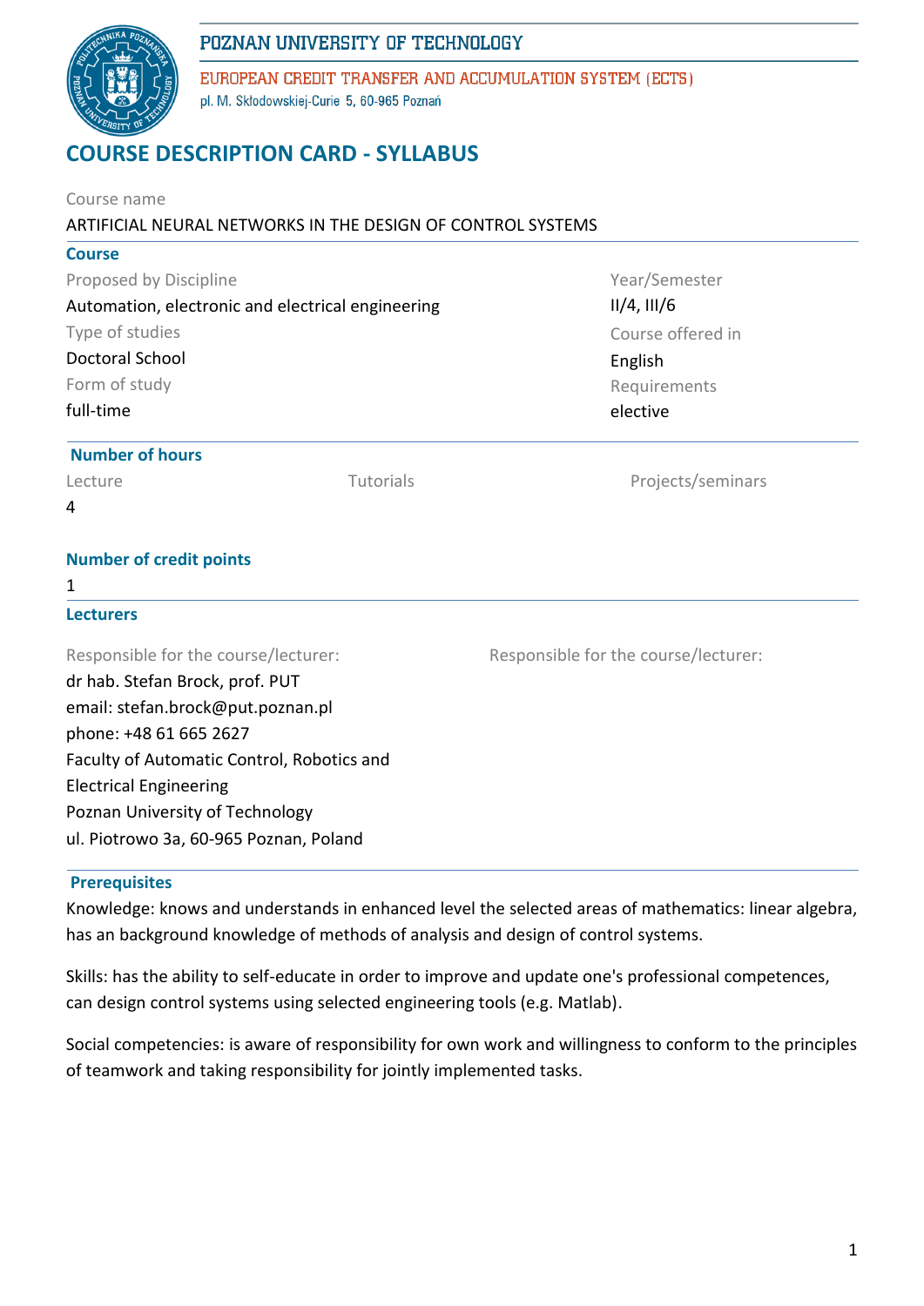POZNAN UNIVERSITY OF TECHNOLOGY

EUROPEAN CREDIT TRANSFER AND ACCUMULATION SYSTEM (ECTS)

pl. M. Skłodowskiej-Curie 5, 60-965 Poznań

# COURSE DESCRIPTION CARD - SYLLABUS

Course name

ARTIFICIAL NEURAL NETWORKS IN THE DESIGN OF CONTROL SYSTEMS

## Course

Proposed by Discipline

Automation, electronic and electrical engineering

Type of studies

Doctoral School

Form of study

full-time

Year/Semester

II/4, III/6

Course offered in

English

Requirements

elective

## Number of hours

| Lecture | Tutorials | Projects/seminars |
|---|---|---|
| 4 | | |

## Number of credit points

1

## Lecturers

Responsible for the course/lecturer:

dr hab. Stefan Brock, prof. PUT

email: stefan.brock@put.poznan.pl

phone: +48 61 665 2627

Faculty of Automatic Control, Robotics and Electrical Engineering

Poznan University of Technology

ul. Piotrowo 3a, 60-965 Poznan, Poland

Responsible for the course/lecturer:

## Prerequisites

Knowledge: knows and understands in enhanced level the selected areas of mathematics: linear algebra, has an background knowledge of methods of analysis and design of control systems.

Skills: has the ability to self-educate in order to improve and update one's professional competences, can design control systems using selected engineering tools (e.g. Matlab).

Social competencies: is aware of responsibility for own work and willingness to conform to the principles of teamwork and taking responsibility for jointly implemented tasks.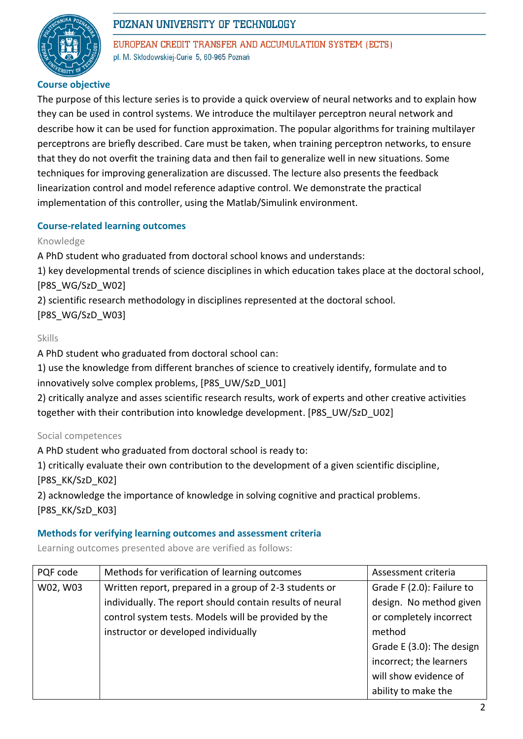### Course objective

The purpose of this lecture series is to provide a quick overview of neural networks and to explain how they can be used in control systems. We introduce the multilayer perceptron neural network and describe how it can be used for function approximation. The popular algorithms for training multilayer perceptrons are briefly described. Care must be taken, when training perceptron networks, to ensure that they do not overfit the training data and then fail to generalize well in new situations. Some techniques for improving generalization are discussed. The lecture also presents the feedback linearization control and model reference adaptive control. We demonstrate the practical implementation of this controller, using the Matlab/Simulink environment.

### Course-related learning outcomes

Knowledge

A PhD student who graduated from doctoral school knows and understands:

1) key developmental trends of science disciplines in which education takes place at the doctoral school, [P8S_WG/SzD_W02]

2) scientific research methodology in disciplines represented at the doctoral school. [P8S_WG/SzD_W03]

Skills

A PhD student who graduated from doctoral school can:

1) use the knowledge from different branches of science to creatively identify, formulate and to innovatively solve complex problems, [P8S_UW/SzD_U01]

2) critically analyze and asses scientific research results, work of experts and other creative activities together with their contribution into knowledge development. [P8S_UW/SzD_U02]

Social competences

A PhD student who graduated from doctoral school is ready to:

1) critically evaluate their own contribution to the development of a given scientific discipline, [P8S_KK/SzD_K02]

2) acknowledge the importance of knowledge in solving cognitive and practical problems. [P8S_KK/SzD_K03]

### Methods for verifying learning outcomes and assessment criteria

Learning outcomes presented above are verified as follows:

| PQF code | Methods for verification of learning outcomes | Assessment criteria |
|---|---|---|
| W02, W03 | Written report, prepared in a group of 2-3 students or individually. The report should contain results of neural control system tests. Models will be provided by the instructor or developed individually | Grade F (2.0): Failure to design. No method given or completely incorrect method<br>Grade E (3.0): The design incorrect; the learners will show evidence of ability to make the |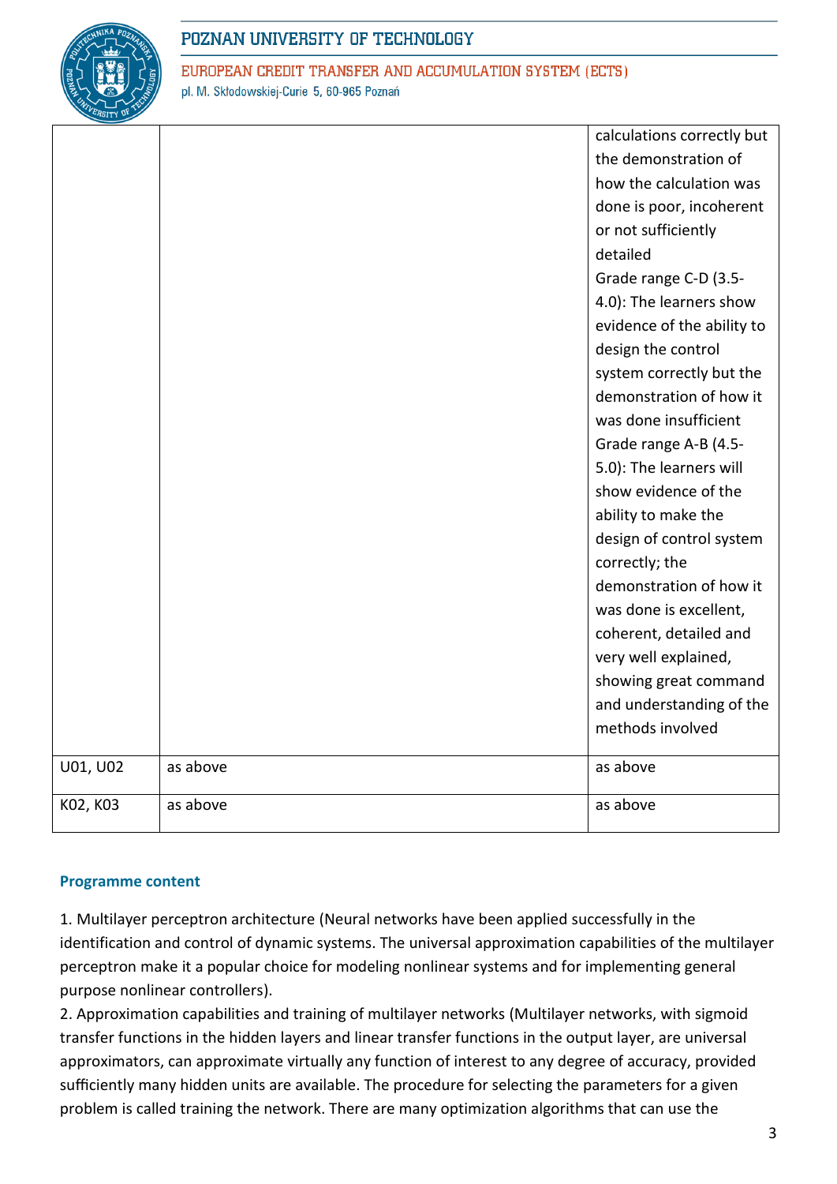|  |  |  |
|---|---|---|
|  |  | calculations correctly but the demonstration of how the calculation was done is poor, incoherent or not sufficiently detailed<br>Grade range C-D (3.5-4.0): The learners show evidence of the ability to design the control system correctly but the demonstration of how it was done insufficient<br>Grade range A-B (4.5-5.0): The learners will show evidence of the ability to make the design of control system correctly; the demonstration of how it was done is excellent, coherent, detailed and very well explained, showing great command and understanding of the methods involved |
| U01, U02 | as above | as above |
| K02, K03 | as above | as above |

### Programme content

1. Multilayer perceptron architecture (Neural networks have been applied successfully in the identification and control of dynamic systems. The universal approximation capabilities of the multilayer perceptron make it a popular choice for modeling nonlinear systems and for implementing general purpose nonlinear controllers).
2. Approximation capabilities and training of multilayer networks (Multilayer networks, with sigmoid transfer functions in the hidden layers and linear transfer functions in the output layer, are universal approximators, can approximate virtually any function of interest to any degree of accuracy, provided sufficiently many hidden units are available. The procedure for selecting the parameters for a given problem is called training the network. There are many optimization algorithms that can use the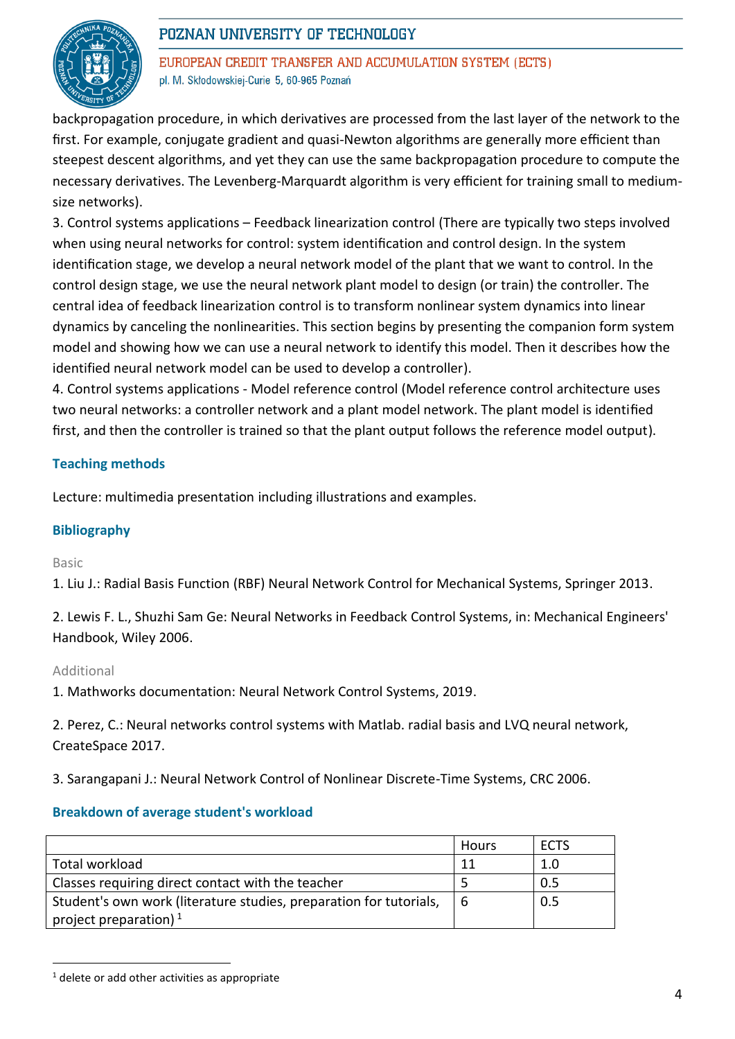backpropagation procedure, in which derivatives are processed from the last layer of the network to the first. For example, conjugate gradient and quasi-Newton algorithms are generally more efficient than steepest descent algorithms, and yet they can use the same backpropagation procedure to compute the necessary derivatives. The Levenberg-Marquardt algorithm is very efficient for training small to medium-size networks).

3. Control systems applications – Feedback linearization control (There are typically two steps involved when using neural networks for control: system identification and control design. In the system identification stage, we develop a neural network model of the plant that we want to control. In the control design stage, we use the neural network plant model to design (or train) the controller. The central idea of feedback linearization control is to transform nonlinear system dynamics into linear dynamics by canceling the nonlinearities. This section begins by presenting the companion form system model and showing how we can use a neural network to identify this model. Then it describes how the identified neural network model can be used to develop a controller).

4. Control systems applications - Model reference control (Model reference control architecture uses two neural networks: a controller network and a plant model network. The plant model is identified first, and then the controller is trained so that the plant output follows the reference model output).

### Teaching methods

Lecture: multimedia presentation including illustrations and examples.

### Bibliography

Basic

1. Liu J.: Radial Basis Function (RBF) Neural Network Control for Mechanical Systems, Springer 2013.

2. Lewis F. L., Shuzhi Sam Ge: Neural Networks in Feedback Control Systems, in: Mechanical Engineers' Handbook, Wiley 2006.

Additional

1. Mathworks documentation: Neural Network Control Systems, 2019.

2. Perez, C.: Neural networks control systems with Matlab. radial basis and LVQ neural network, CreateSpace 2017.

3. Sarangapani J.: Neural Network Control of Nonlinear Discrete-Time Systems, CRC 2006.

### Breakdown of average student's workload

| | Hours | ECTS |
|---|---|---|
| Total workload | 11 | 1.0 |
| Classes requiring direct contact with the teacher | 5 | 0.5 |
| Student's own work (literature studies, preparation for tutorials, project preparation) [1] | 6 | 0.5 |

[1] delete or add other activities as appropriate